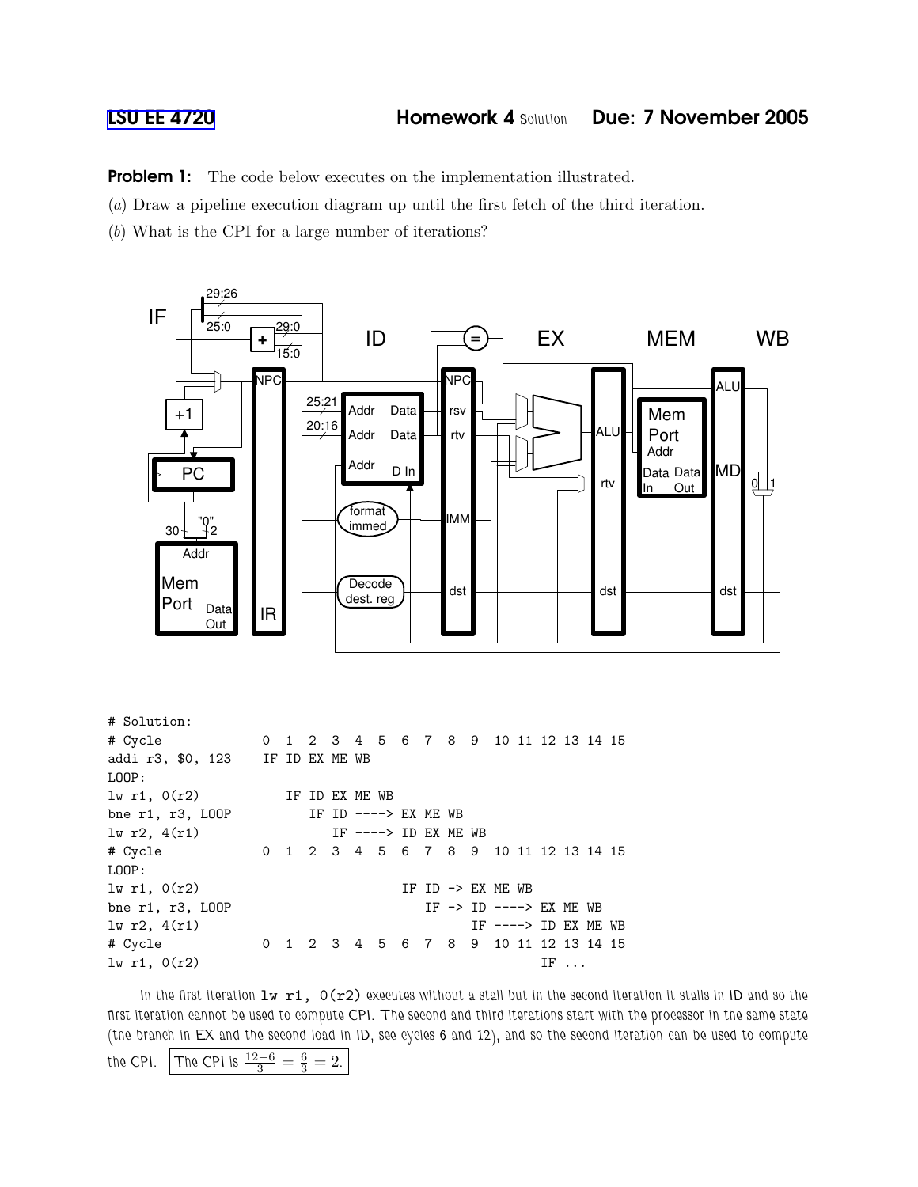LSU EE 4720 **Homework 4** Solution **Due: 7 November 2005**

**Problem 1:** The code below executes on the implementation illustrated.

(*a*) Draw a pipeline execution diagram up until the first fetch of the third iteration.

(*b*) What is the CPI for a large number of iterations?

```
# Solution:
# Cycle             0  1  2  3  4  5  6  7  8  9  10 11 12 13 14 15
addi r3, $0, 123    IF ID EX ME WB
LOOP:
lw r1, 0(r2)           IF ID EX ME WB
bne r1, r3, LOOP          IF ID ----> EX ME WB
lw r2, 4(r1)                 IF ----> ID EX ME WB
# Cycle             0  1  2  3  4  5  6  7  8  9  10 11 12 13 14 15
LOOP:
lw r1, 0(r2)                         IF ID -> EX ME WB
bne r1, r3, LOOP                        IF -> ID ----> EX ME WB
lw r2, 4(r1)                                  IF ----> ID EX ME WB
# Cycle             0  1  2  3  4  5  6  7  8  9  10 11 12 13 14 15
lw r1, 0(r2)                                           IF ...
```

In the first iteration `lw r1, 0(r2)` executes without a stall but in the second iteration it stalls in ID and so the first iteration cannot be used to compute CPI. The second and third iterations start with the processor in the same state (the branch in EX and the second load in ID, see cycles 6 and 12), and so the second iteration can be used to compute the CPI. The CPI is $\frac{12-6}{3} = \frac{6}{3} = 2$.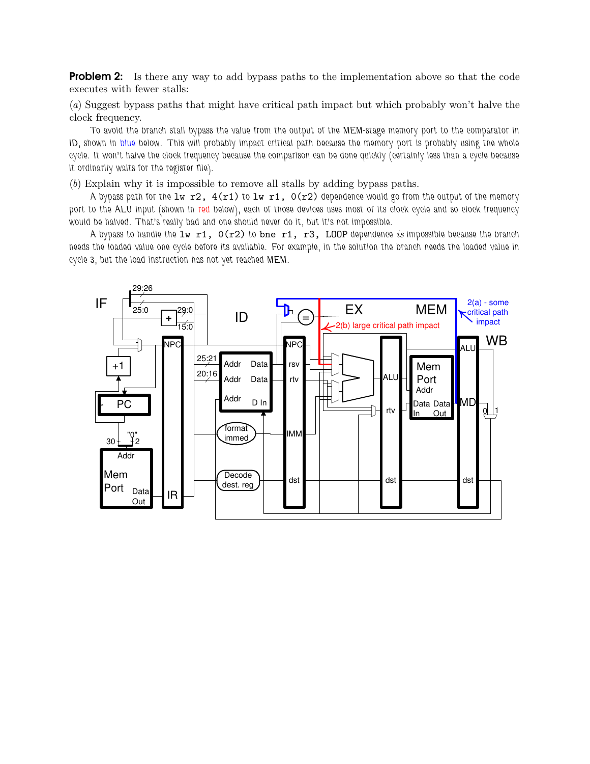**Problem 2:** Is there any way to add bypass paths to the implementation above so that the code executes with fewer stalls:

(*a*) Suggest bypass paths that might have critical path impact but which probably won't halve the clock frequency.

To avoid the branch stall bypass the value from the output of the MEM-stage memory port to the comparator in ID, shown in blue below. This will probably impact critical path because the memory port is probably using the whole cycle. It won't halve the clock frequency because the comparison can be done quickly (certainly less than a cycle because it ordinarily waits for the register file).

(*b*) Explain why it is impossible to remove all stalls by adding bypass paths.

A bypass path for the `lw r2, 4(r1)` to `lw r1, 0(r2)` dependence would go from the output of the memory port to the ALU input (shown in red below), each of those devices uses most of its clock cycle and so clock frequency would be halved. That's really bad and one should never do it, but it's not impossible.

A bypass to handle the `lw r1, 0(r2)` to `bne r1, r3, LOOP` dependence *is* impossible because the branch needs the loaded value one cycle before its available. For example, in the solution the branch needs the loaded value in cycle 3, but the load instruction has not yet reached MEM.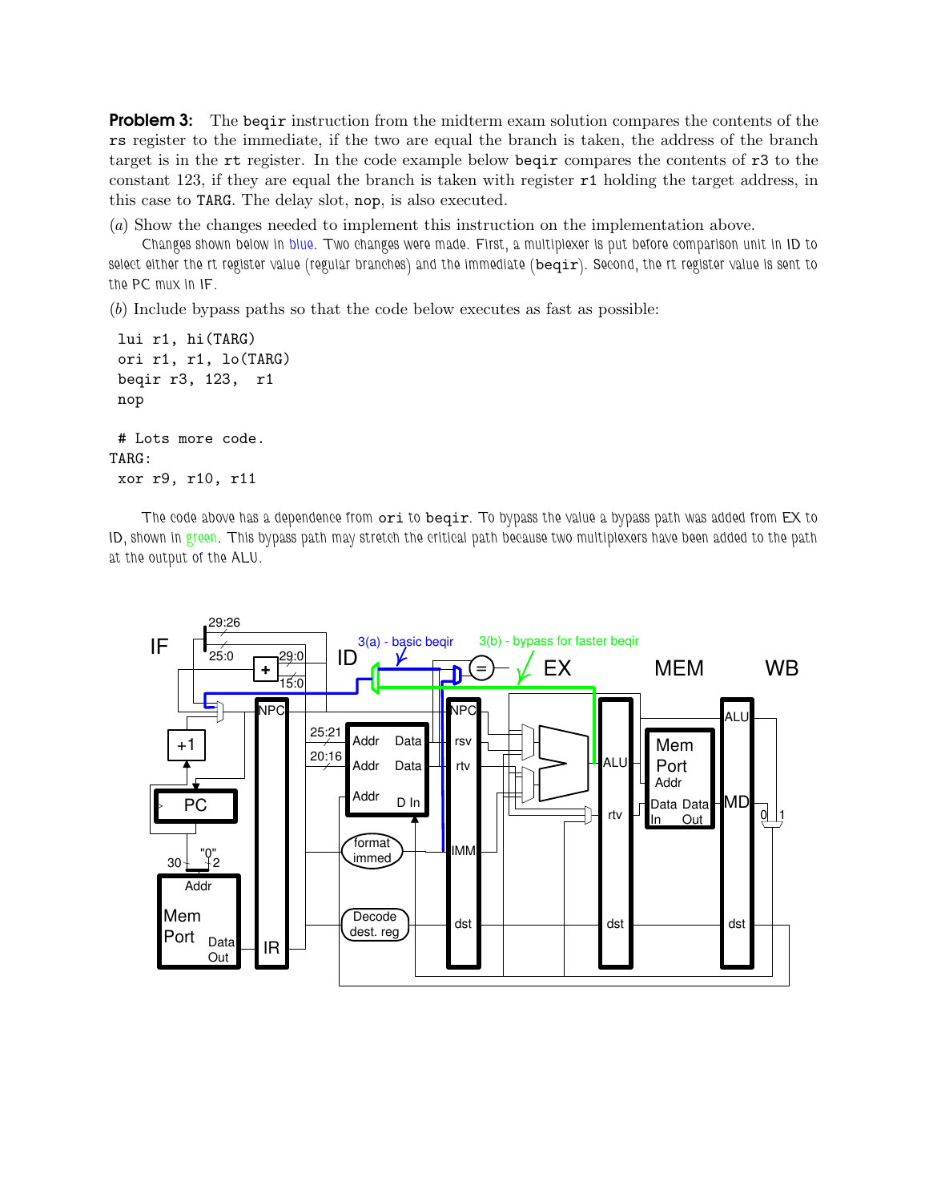**Problem 3:** The `beqir` instruction from the midterm exam solution compares the contents of the `rs` register to the immediate, if the two are equal the branch is taken, the address of the branch target is in the `rt` register. In the code example below `beqir` compares the contents of `r3` to the constant 123, if they are equal the branch is taken with register `r1` holding the target address, in this case to `TARG`. The delay slot, `nop`, is also executed.

(*a*) Show the changes needed to implement this instruction on the implementation above.

Changes shown below in blue. Two changes were made. First, a multiplexer is put before comparison unit in ID to select either the rt register value (regular branches) and the immediate (`beqir`). Second, the rt register value is sent to the PC mux in IF.

(*b*) Include bypass paths so that the code below executes as fast as possible:

```
 lui r1, hi(TARG)
 ori r1, r1, lo(TARG)
 beqir r3, 123,  r1
 nop

 # Lots more code.
TARG:
 xor r9, r10, r11
```

The code above has a dependence from `ori` to `beqir`. To bypass the value a bypass path was added from EX to ID, shown in green. This bypass path may stretch the critical path because two multiplexers have been added to the path at the output of the ALU.

IF
ID
EX
MEM
WB
3(a) - basic beqir
3(b) - bypass for faster beqir
29:26
25:0
29:0
15:0
+
=
NPC
NPC
+1
PC
25:21
20:16
Addr
Data
Addr
Data
Addr
D In
rsv
rtv
ALU
rtv
Mem
Port
Addr
Data In
Data Out
ALU
MD
0
1
format immed
IMM
30
"0"
2
Addr
Mem
Port
Data
Out
IR
Decode dest. reg
dst
dst
dst